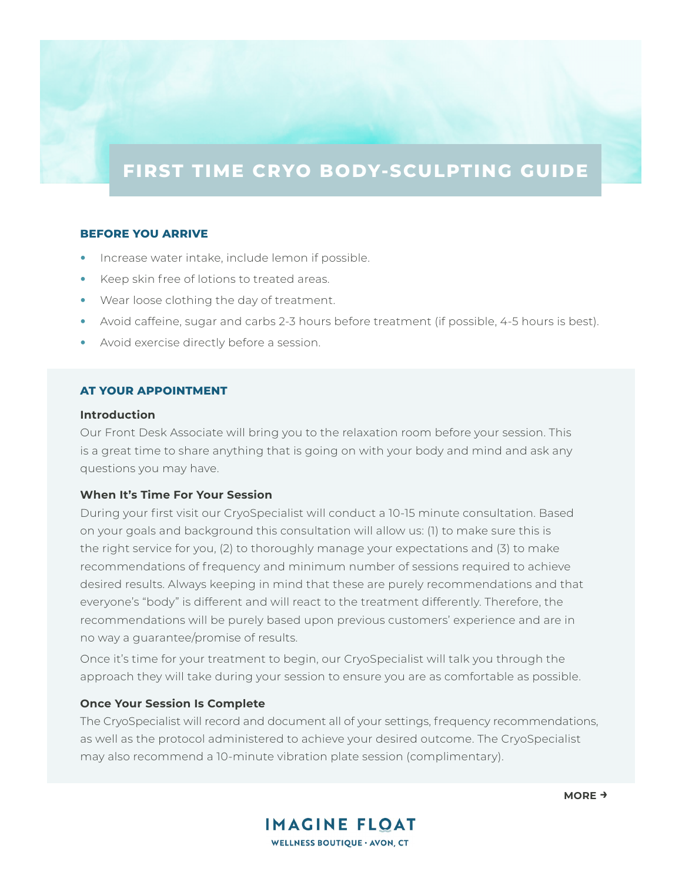# FIRST TIME CRYO BODY-SCULPTING GUIDE

## BEFORE YOU ARRIVE

- Increase water intake, include lemon if possible.
- Keep skin free of lotions to treated areas.
- Wear loose clothing the day of treatment.
- Avoid caffeine, sugar and carbs 2-3 hours before treatment (if possible, 4-5 hours is best).
- Avoid exercise directly before a session.

## AT YOUR APPOINTMENT

### Introduction

Our Front Desk Associate will bring you to the relaxation room before your session. This is a great time to share anything that is going on with your body and mind and ask any questions you may have.

### When It's Time For Your Session

During your first visit our CryoSpecialist will conduct a 10-15 minute consultation. Based on your goals and background this consultation will allow us: (1) to make sure this is the right service for you, (2) to thoroughly manage your expectations and (3) to make recommendations of frequency and minimum number of sessions required to achieve desired results. Always keeping in mind that these are purely recommendations and that everyone's "body" is different and will react to the treatment differently. Therefore, the recommendations will be purely based upon previous customers' experience and are in no way a guarantee/promise of results.

Once it's time for your treatment to begin, our CryoSpecialist will talk you through the approach they will take during your session to ensure you are as comfortable as possible.

### Once Your Session Is Complete

The CryoSpecialist will record and document all of your settings, frequency recommendations, as well as the protocol administered to achieve your desired outcome. The CryoSpecialist may also recommend a 10-minute vibration plate session (complimentary).

MORE →

IMAGINE FLOAT
WELLNESS BOUTIQUE · AVON, CT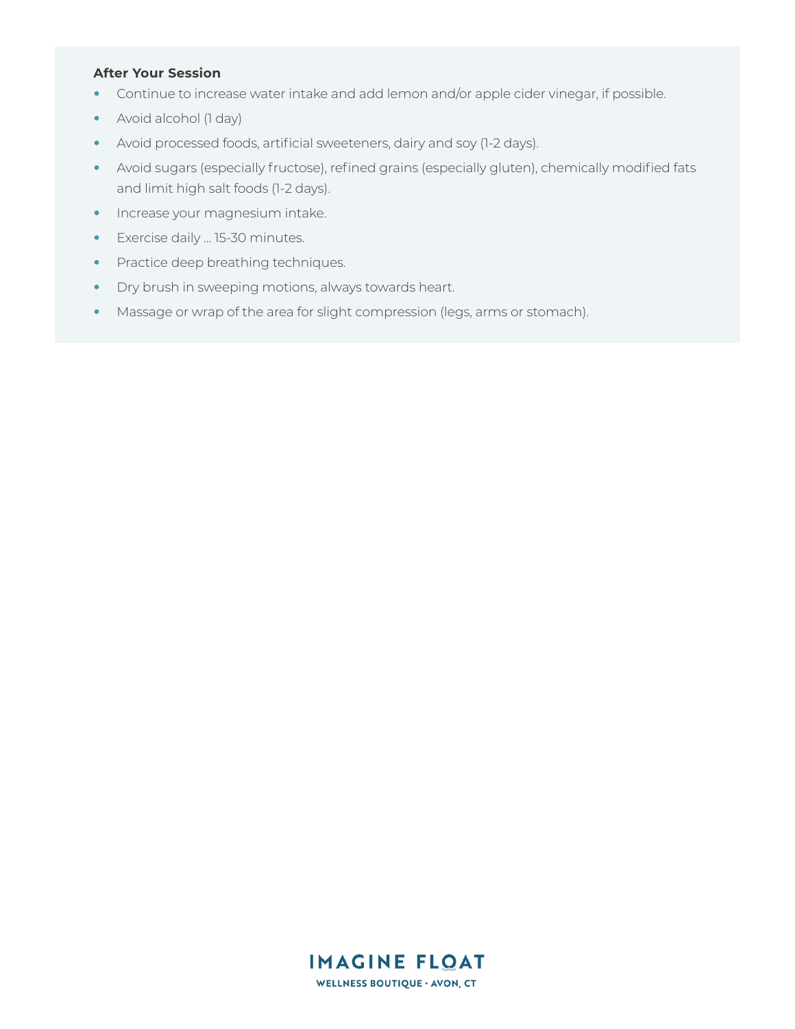**After Your Session**

- Continue to increase water intake and add lemon and/or apple cider vinegar, if possible.
- Avoid alcohol (1 day)
- Avoid processed foods, artificial sweeteners, dairy and soy (1-2 days).
- Avoid sugars (especially fructose), refined grains (especially gluten), chemically modified fats and limit high salt foods (1-2 days).
- Increase your magnesium intake.
- Exercise daily … 15-30 minutes.
- Practice deep breathing techniques.
- Dry brush in sweeping motions, always towards heart.
- Massage or wrap of the area for slight compression (legs, arms or stomach).

IMAGINE FLOAT

WELLNESS BOUTIQUE • AVON, CT